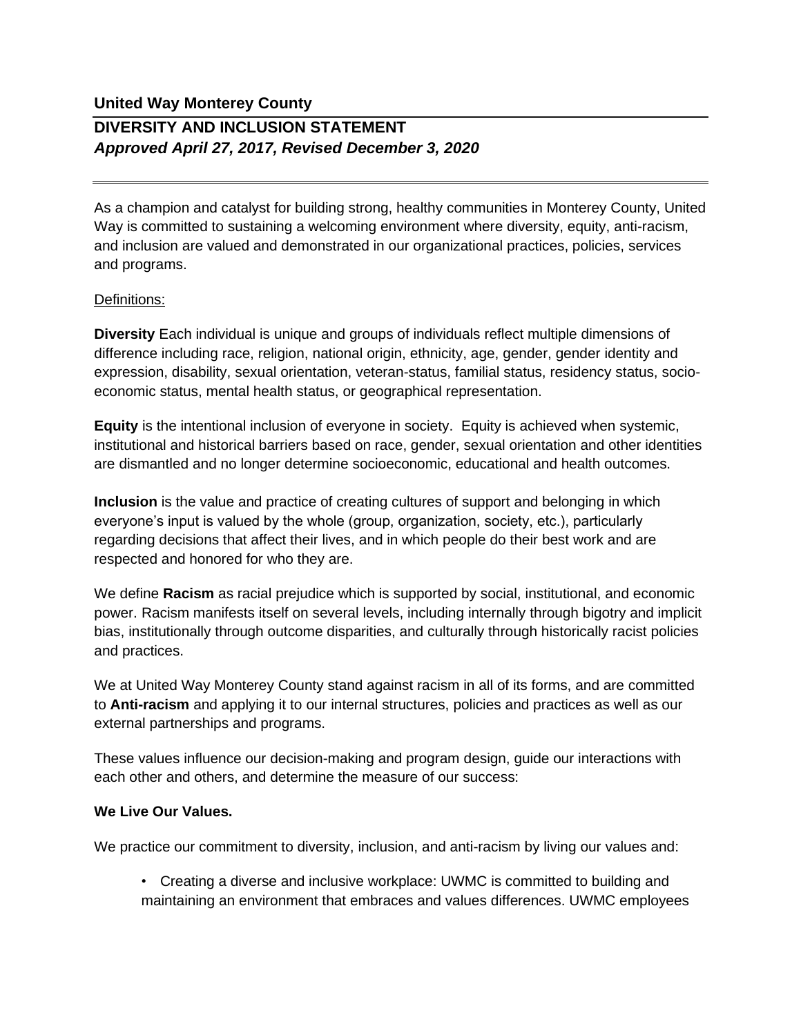**United Way Monterey County**

## DIVERSITY AND INCLUSION STATEMENT

***Approved April 27, 2017, Revised December 3, 2020***

As a champion and catalyst for building strong, healthy communities in Monterey County, United Way is committed to sustaining a welcoming environment where diversity, equity, anti-racism, and inclusion are valued and demonstrated in our organizational practices, policies, services and programs.

Definitions:

**Diversity** Each individual is unique and groups of individuals reflect multiple dimensions of difference including race, religion, national origin, ethnicity, age, gender, gender identity and expression, disability, sexual orientation, veteran-status, familial status, residency status, socio-economic status, mental health status, or geographical representation.

**Equity** is the intentional inclusion of everyone in society. Equity is achieved when systemic, institutional and historical barriers based on race, gender, sexual orientation and other identities are dismantled and no longer determine socioeconomic, educational and health outcomes.

**Inclusion** is the value and practice of creating cultures of support and belonging in which everyone's input is valued by the whole (group, organization, society, etc.), particularly regarding decisions that affect their lives, and in which people do their best work and are respected and honored for who they are.

We define **Racism** as racial prejudice which is supported by social, institutional, and economic power. Racism manifests itself on several levels, including internally through bigotry and implicit bias, institutionally through outcome disparities, and culturally through historically racist policies and practices.

We at United Way Monterey County stand against racism in all of its forms, and are committed to **Anti-racism** and applying it to our internal structures, policies and practices as well as our external partnerships and programs.

These values influence our decision-making and program design, guide our interactions with each other and others, and determine the measure of our success:

**We Live Our Values.**

We practice our commitment to diversity, inclusion, and anti-racism by living our values and:

- Creating a diverse and inclusive workplace: UWMC is committed to building and maintaining an environment that embraces and values differences. UWMC employees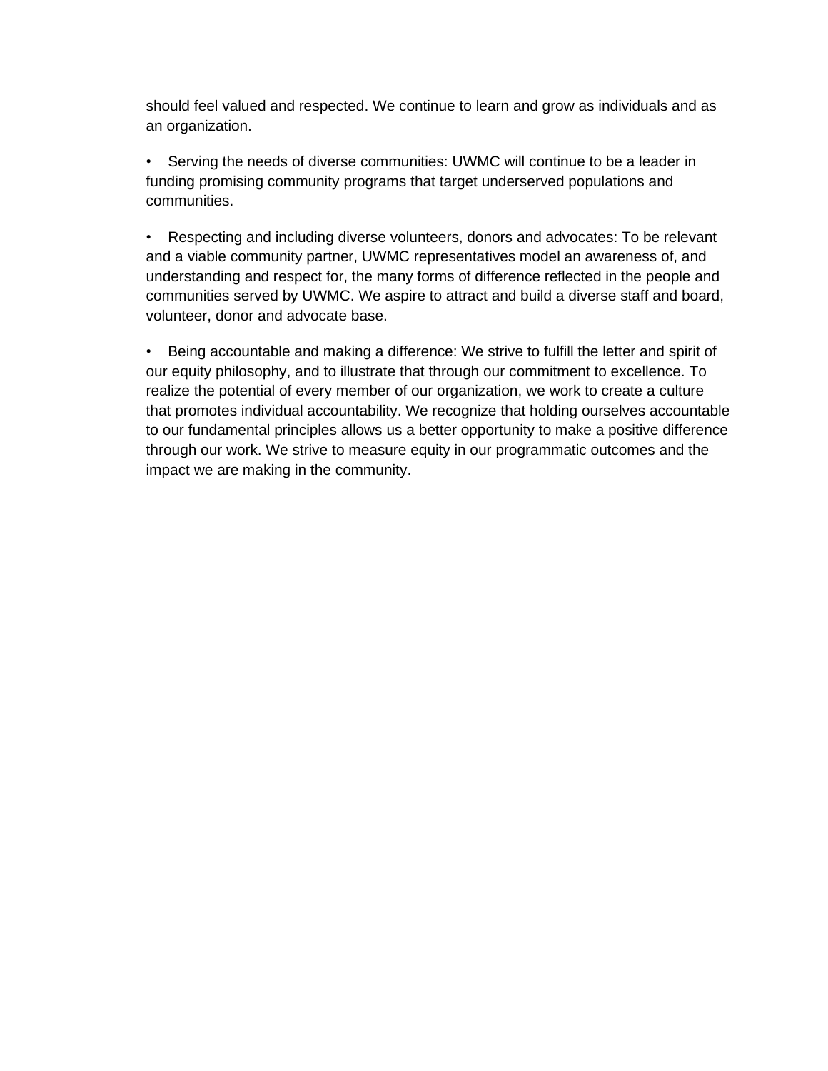should feel valued and respected. We continue to learn and grow as individuals and as an organization.

- Serving the needs of diverse communities: UWMC will continue to be a leader in funding promising community programs that target underserved populations and communities.

- Respecting and including diverse volunteers, donors and advocates: To be relevant and a viable community partner, UWMC representatives model an awareness of, and understanding and respect for, the many forms of difference reflected in the people and communities served by UWMC. We aspire to attract and build a diverse staff and board, volunteer, donor and advocate base.

- Being accountable and making a difference: We strive to fulfill the letter and spirit of our equity philosophy, and to illustrate that through our commitment to excellence. To realize the potential of every member of our organization, we work to create a culture that promotes individual accountability. We recognize that holding ourselves accountable to our fundamental principles allows us a better opportunity to make a positive difference through our work. We strive to measure equity in our programmatic outcomes and the impact we are making in the community.